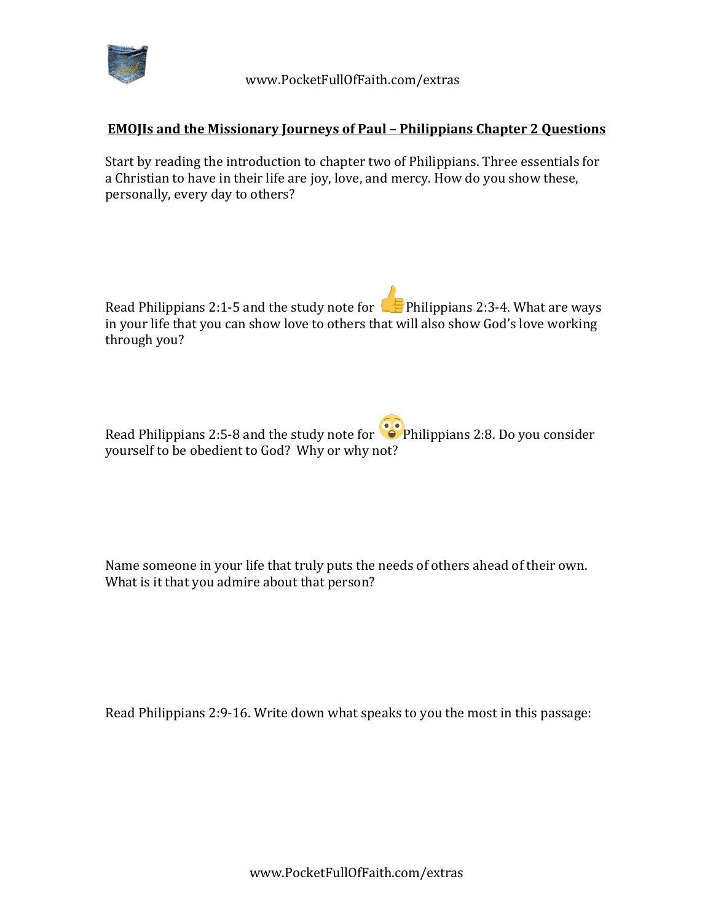## EMOJIs and the Missionary Journeys of Paul – Philippians Chapter 2 Questions

Start by reading the introduction to chapter two of Philippians. Three essentials for a Christian to have in their life are joy, love, and mercy. How do you show these, personally, every day to others?

Read Philippians 2:1-5 and the study note for 👍 Philippians 2:3-4. What are ways in your life that you can show love to others that will also show God's love working through you?

Read Philippians 2:5-8 and the study note for 😳 Philippians 2:8. Do you consider yourself to be obedient to God? Why or why not?

Name someone in your life that truly puts the needs of others ahead of their own. What is it that you admire about that person?

Read Philippians 2:9-16. Write down what speaks to you the most in this passage: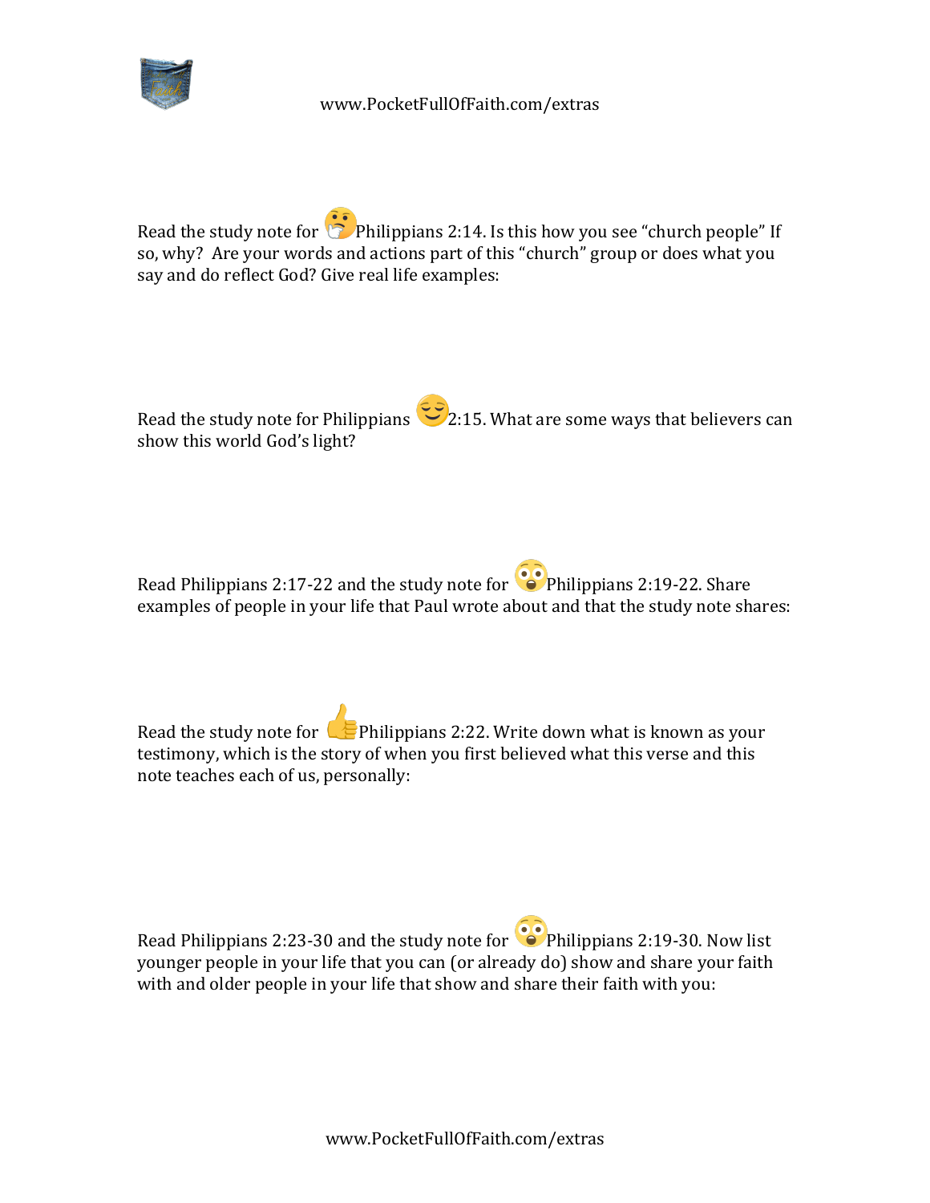Read the study note for 🤔Philippians 2:14. Is this how you see "church people" If so, why? Are your words and actions part of this "church" group or does what you say and do reflect God? Give real life examples:

Read the study note for Philippians 😌2:15. What are some ways that believers can show this world God's light?

Read Philippians 2:17-22 and the study note for 😲Philippians 2:19-22. Share examples of people in your life that Paul wrote about and that the study note shares:

Read the study note for 👍Philippians 2:22. Write down what is known as your testimony, which is the story of when you first believed what this verse and this note teaches each of us, personally:

Read Philippians 2:23-30 and the study note for 😲Philippians 2:19-30. Now list younger people in your life that you can (or already do) show and share your faith with and older people in your life that show and share their faith with you: